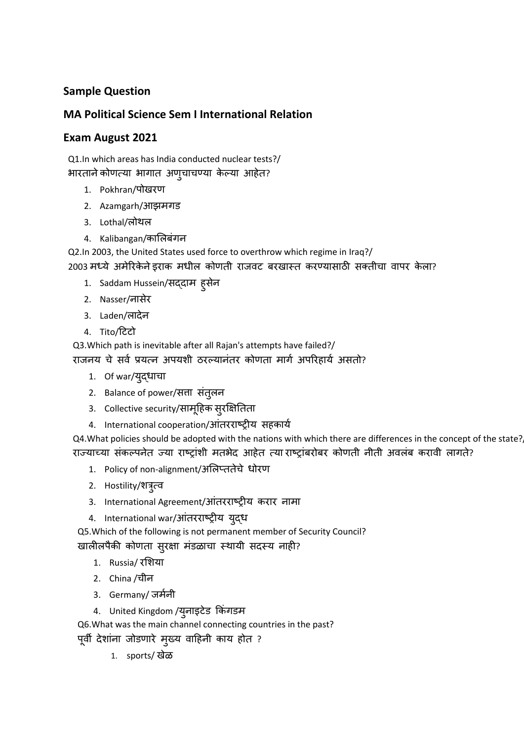## Sample Question

## MA Political Science Sem I International Relation

## Exam August 2021

Q1.In which areas has India conducted nuclear tests?/
भारताने कोणत्या भागात अणुचाचण्या केल्या आहेत?

1. Pokhran/पोखरण
2. Azamgarh/आझमगड
3. Lothal/लोथल
4. Kalibangan/कालिबंगन

Q2.In 2003, the United States used force to overthrow which regime in Iraq?/
2003 मध्ये अमेरिकेने इराक मधील कोणती राजवट बरखास्त करण्यासाठी सक्तीचा वापर केला?

1. Saddam Hussein/सद्दाम हुसेन
2. Nasser/नासेर
3. Laden/लादेन
4. Tito/टिटो

Q3.Which path is inevitable after all Rajan's attempts have failed?/
राजनय चे सर्व प्रयत्न अपयशी ठरल्यानंतर कोणता मार्ग अपरिहार्य असतो?

1. Of war/युद्धाचा
2. Balance of power/सत्ता संतुलन
3. Collective security/सामूहिक सुरक्षितिता
4. International cooperation/आंतरराष्ट्रीय सहकार्य

Q4.What policies should be adopted with the nations with which there are differences in the concept of the state?/
राज्याच्या संकल्पनेत ज्या राष्ट्रांशी मतभेद आहेत त्या राष्ट्रांबरोबर कोणती नीती अवलंब करावी लागते?

1. Policy of non-alignment/अलिप्ततेचे धोरण
2. Hostility/शत्रुत्व
3. International Agreement/आंतरराष्ट्रीय करार नामा
4. International war/आंतरराष्ट्रीय युद्ध

Q5.Which of the following is not permanent member of Security Council?
खालीलपैकी कोणता सुरक्षा मंडळाचा स्थायी सदस्य नाही?

1. Russia/ रशिया
2. China /चीन
3. Germany/ जर्मनी
4. United Kingdom /युनाइटेड किंगडम

Q6.What was the main channel connecting countries in the past?
पूर्वी देशांना जोडणारे मुख्य वाहिनी काय होत ?

1. sports/ खेळ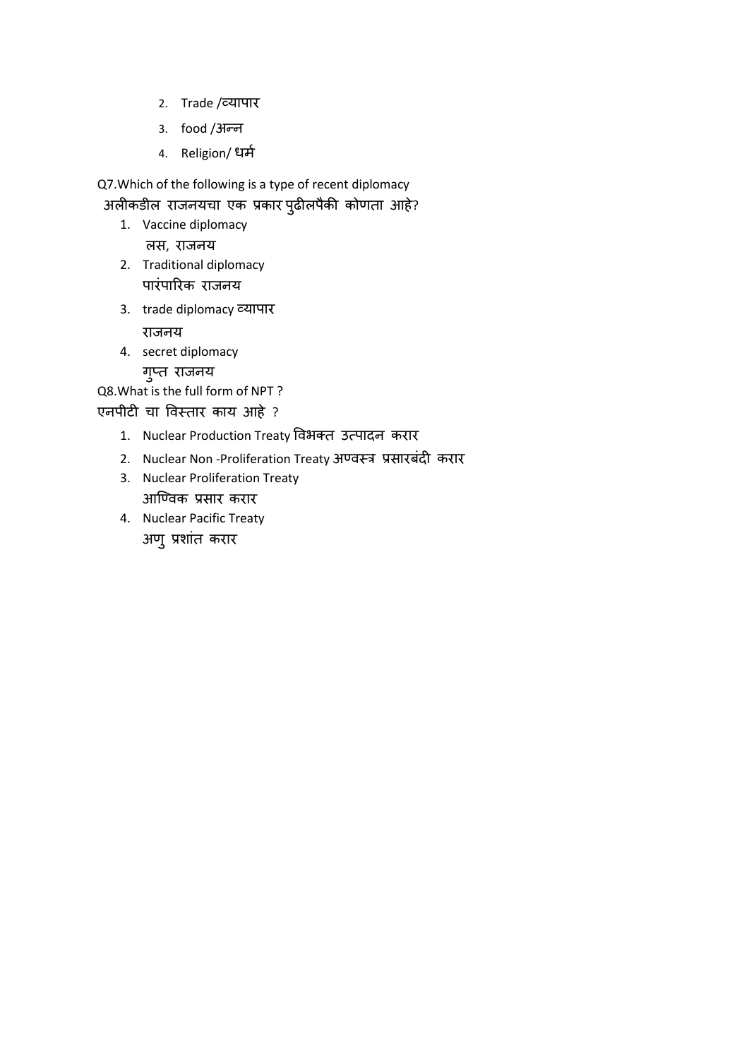2. Trade /व्यापार
3. food /अन्न
4. Religion/ धर्म

Q7.Which of the following is a type of recent diplomacy
अलीकडील राजनयचा एक प्रकार पुढीलपैकी कोणता आहे?

1. Vaccine diplomacy
   लस, राजनय
2. Traditional diplomacy
   पारंपारिक राजनय
3. trade diplomacy व्यापार
   राजनय
4. secret diplomacy
   गुप्त राजनय

Q8.What is the full form of NPT ?
एनपीटी चा विस्तार काय आहे ?

1. Nuclear Production Treaty विभक्त उत्पादन करार
2. Nuclear Non -Proliferation Treaty अण्वस्त्र प्रसारबंदी करार
3. Nuclear Proliferation Treaty
   आण्विक प्रसार करार
4. Nuclear Pacific Treaty
   अणु प्रशांत करार